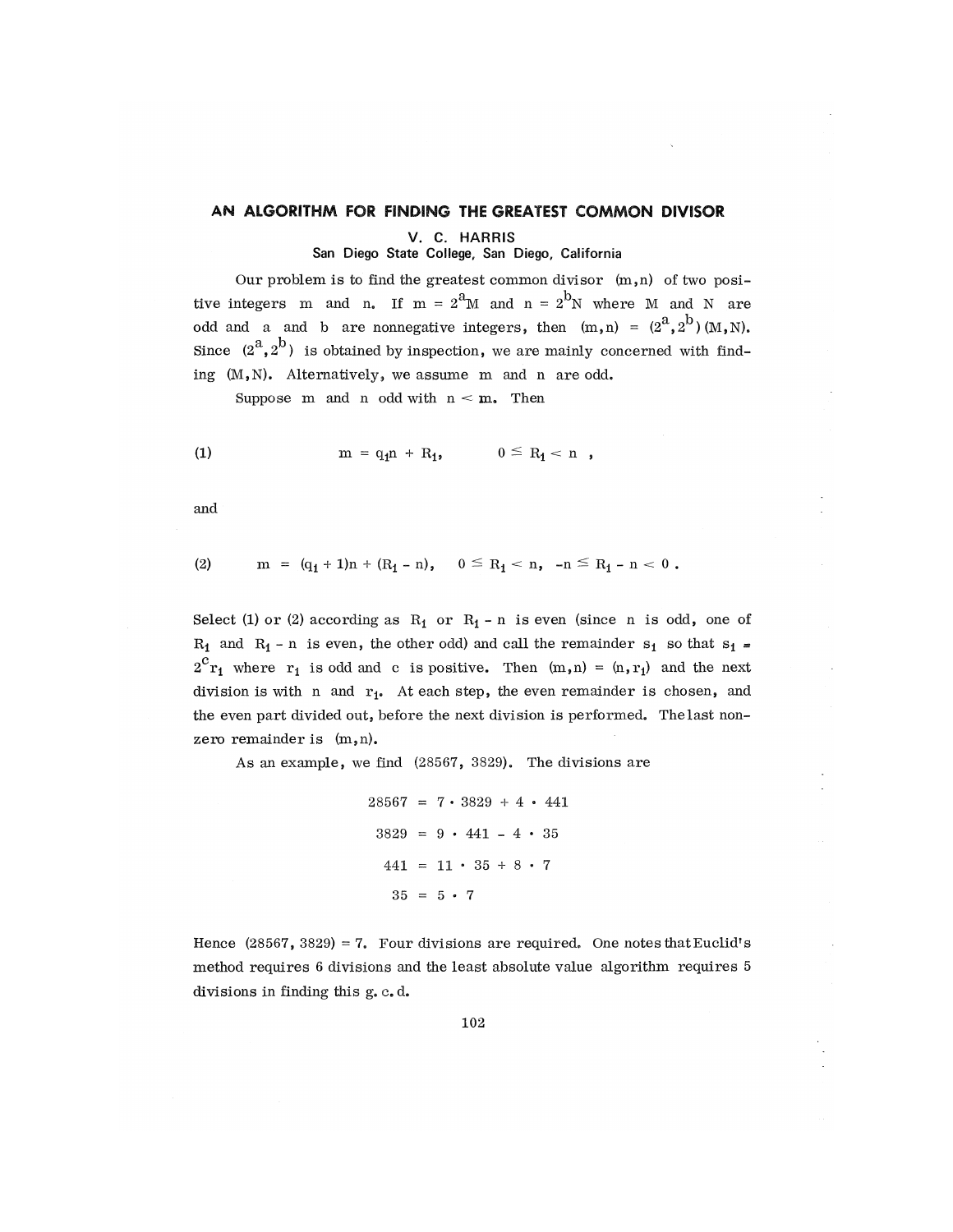# AN ALGORITHM FOR FINDING THE GREATEST COMMON DIVISOR

**V. C. HARRIS**
**San Diego State College, San Diego, California**

Our problem is to find the greatest common divisor $(m,n)$ of two positive integers $m$ and $n$. If $m = 2^a M$ and $n = 2^b N$ where $M$ and $N$ are odd and $a$ and $b$ are nonnegative integers, then $(m,n) = (2^a, 2^b)(M,N)$. Since $(2^a, 2^b)$ is obtained by inspection, we are mainly concerned with finding $(M,N)$. Alternatively, we assume $m$ and $n$ are odd.

Suppose $m$ and $n$ odd with $n < m$. Then

$$m = q_1 n + R_1, \qquad 0 \leq R_1 < n \, , \tag{1}$$

and

$$m = (q_1 + 1)n + (R_1 - n), \quad 0 \leq R_1 < n, \; -n \leq R_1 - n < 0 \, . \tag{2}$$

Select (1) or (2) according as $R_1$ or $R_1 - n$ is even (since $n$ is odd, one of $R_1$ and $R_1 - n$ is even, the other odd) and call the remainder $s_1$ so that $s_1 = 2^c r_1$ where $r_1$ is odd and $c$ is positive. Then $(m,n) = (n, r_1)$ and the next division is with $n$ and $r_1$. At each step, the even remainder is chosen, and the even part divided out, before the next division is performed. The last nonzero remainder is $(m,n)$.

As an example, we find $(28567, 3829)$. The divisions are

$$28567 = 7 \cdot 3829 + 4 \cdot 441$$

$$3829 = 9 \cdot 441 - 4 \cdot 35$$

$$441 = 11 \cdot 35 + 8 \cdot 7$$

$$35 = 5 \cdot 7$$

Hence $(28567, 3829) = 7$. Four divisions are required. One notes that Euclid's method requires 6 divisions and the least absolute value algorithm requires 5 divisions in finding this g. c. d.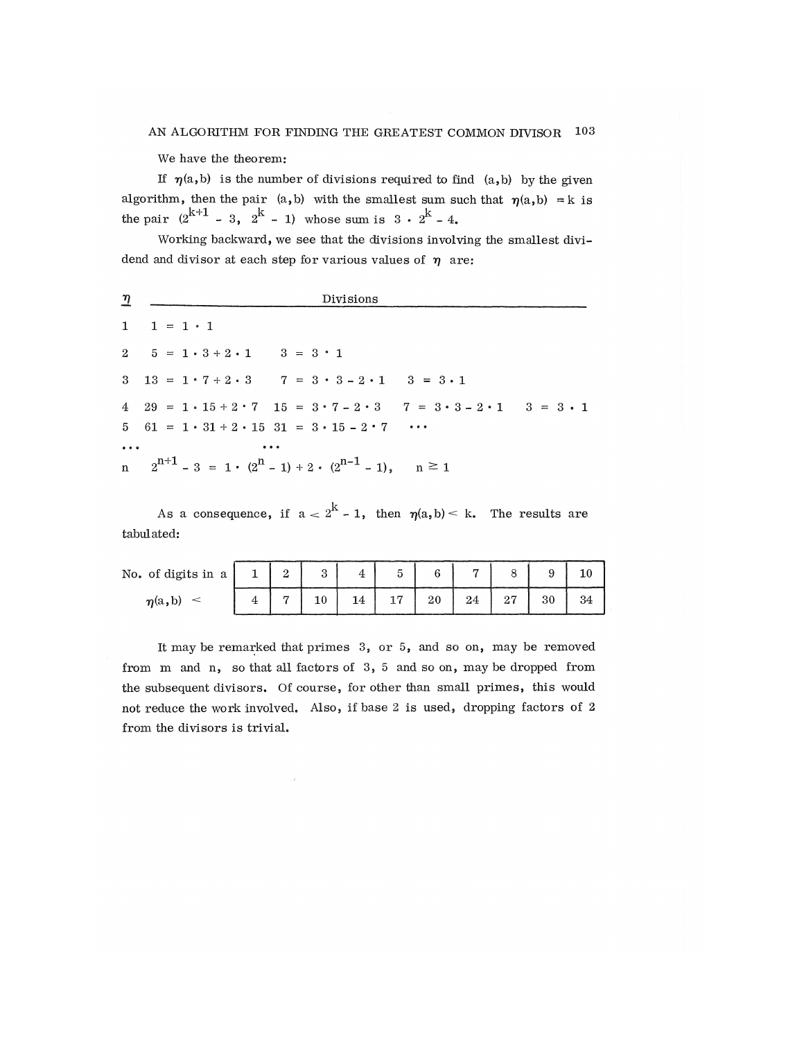We have the theorem:

If $\eta(a,b)$ is the number of divisions required to find $(a,b)$ by the given algorithm, then the pair $(a,b)$ with the smallest sum such that $\eta(a,b) = k$ is the pair $(2^{k+1} - 3,\ 2^k - 1)$ whose sum is $3 \cdot 2^k - 4$.

Working backward, we see that the divisions involving the smallest dividend and divisor at each step for various values of $\eta$ are:

| $\eta$ | Divisions | | | |
|---|---|---|---|---|
| 1 | $1 = 1 \cdot 1$ | | | |
| 2 | $5 = 1 \cdot 3 + 2 \cdot 1$ | $3 = 3 \cdot 1$ | | |
| 3 | $13 = 1 \cdot 7 + 2 \cdot 3$ | $7 = 3 \cdot 3 - 2 \cdot 1$ | $3 = 3 \cdot 1$ | |
| 4 | $29 = 1 \cdot 15 + 2 \cdot 7$ | $15 = 3 \cdot 7 - 2 \cdot 3$ | $7 = 3 \cdot 3 - 2 \cdot 1$ | $3 = 3 \cdot 1$ |
| 5 | $61 = 1 \cdot 31 + 2 \cdot 15$ | $31 = 3 \cdot 15 - 2 \cdot 7$ | $\cdots$ | |
| $\cdots$ | | $\cdots$ | | |
| n | $2^{n+1} - 3 = 1 \cdot (2^n - 1) + 2 \cdot (2^{n-1} - 1),\quad n \geq 1$ | | | |

As a consequence, if $a < 2^k - 1$, then $\eta(a,b) < k$. The results are tabulated:

| No. of digits in a | 1 | 2 | 3 | 4 | 5 | 6 | 7 | 8 | 9 | 10 |
|---|---|---|---|---|---|---|---|---|---|---|
| $\eta(a,b) <$ | 4 | 7 | 10 | 14 | 17 | 20 | 24 | 27 | 30 | 34 |

It may be remarked that primes 3, or 5, and so on, may be removed from m and n, so that all factors of 3, 5 and so on, may be dropped from the subsequent divisors. Of course, for other than small primes, this would not reduce the work involved. Also, if base 2 is used, dropping factors of 2 from the divisors is trivial.